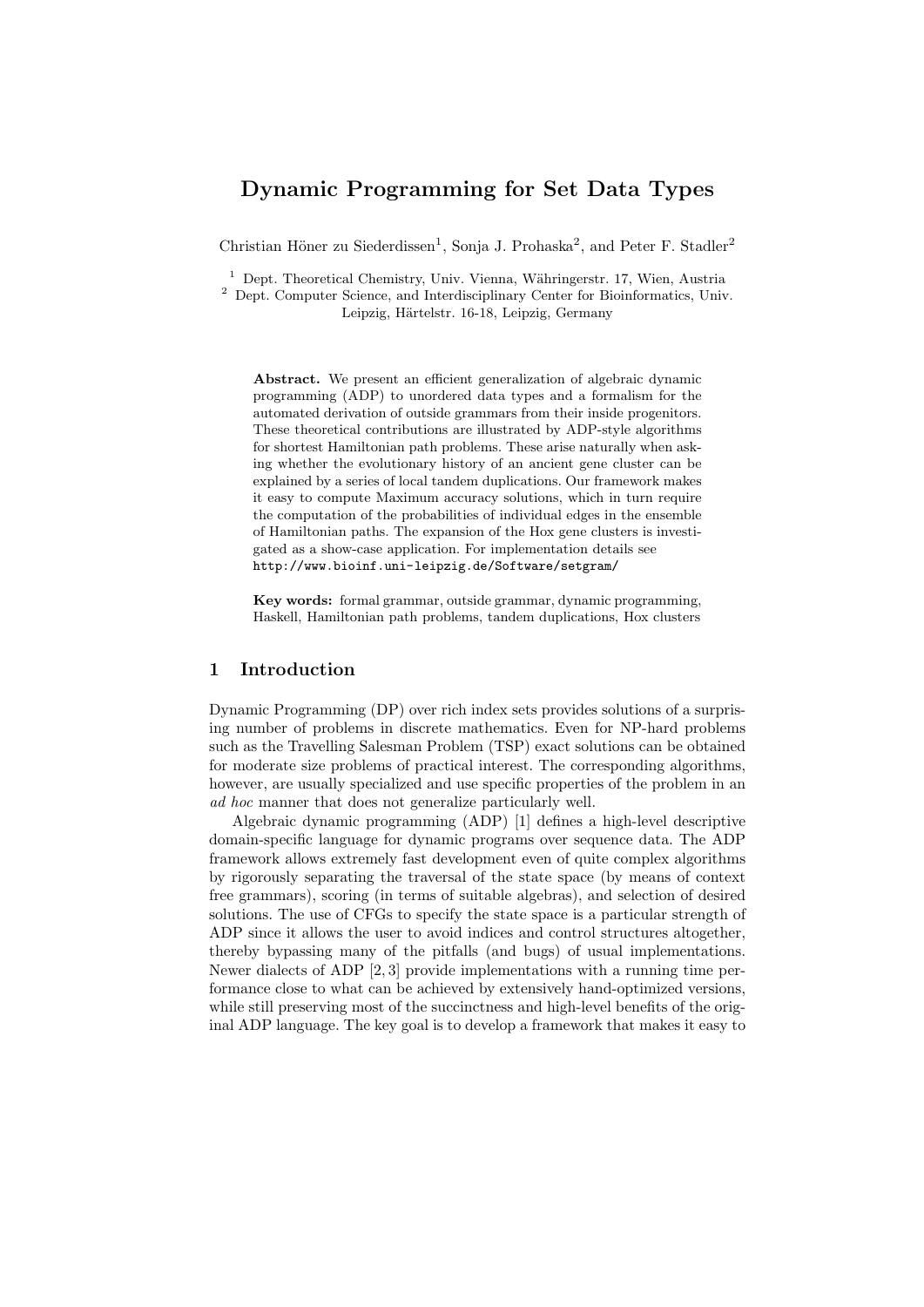# Dynamic Programming for Set Data Types

Christian Höner zu Siederdissen[1], Sonja J. Prohaska[2], and Peter F. Stadler[2]

[1] Dept. Theoretical Chemistry, Univ. Vienna, Währingerstr. 17, Wien, Austria
[2] Dept. Computer Science, and Interdisciplinary Center for Bioinformatics, Univ. Leipzig, Härtelstr. 16-18, Leipzig, Germany

**Abstract.** We present an efficient generalization of algebraic dynamic programming (ADP) to unordered data types and a formalism for the automated derivation of outside grammars from their inside progenitors. These theoretical contributions are illustrated by ADP-style algorithms for shortest Hamiltonian path problems. These arise naturally when asking whether the evolutionary history of an ancient gene cluster can be explained by a series of local tandem duplications. Our framework makes it easy to compute Maximum accuracy solutions, which in turn require the computation of the probabilities of individual edges in the ensemble of Hamiltonian paths. The expansion of the Hox gene clusters is investigated as a show-case application. For implementation details see http://www.bioinf.uni-leipzig.de/Software/setgram/

**Key words:** formal grammar, outside grammar, dynamic programming, Haskell, Hamiltonian path problems, tandem duplications, Hox clusters

## 1 Introduction

Dynamic Programming (DP) over rich index sets provides solutions of a surprising number of problems in discrete mathematics. Even for NP-hard problems such as the Travelling Salesman Problem (TSP) exact solutions can be obtained for moderate size problems of practical interest. The corresponding algorithms, however, are usually specialized and use specific properties of the problem in an *ad hoc* manner that does not generalize particularly well.

Algebraic dynamic programming (ADP) [1] defines a high-level descriptive domain-specific language for dynamic programs over sequence data. The ADP framework allows extremely fast development even of quite complex algorithms by rigorously separating the traversal of the state space (by means of context free grammars), scoring (in terms of suitable algebras), and selection of desired solutions. The use of CFGs to specify the state space is a particular strength of ADP since it allows the user to avoid indices and control structures altogether, thereby bypassing many of the pitfalls (and bugs) of usual implementations. Newer dialects of ADP [2, 3] provide implementations with a running time performance close to what can be achieved by extensively hand-optimized versions, while still preserving most of the succinctness and high-level benefits of the original ADP language. The key goal is to develop a framework that makes it easy to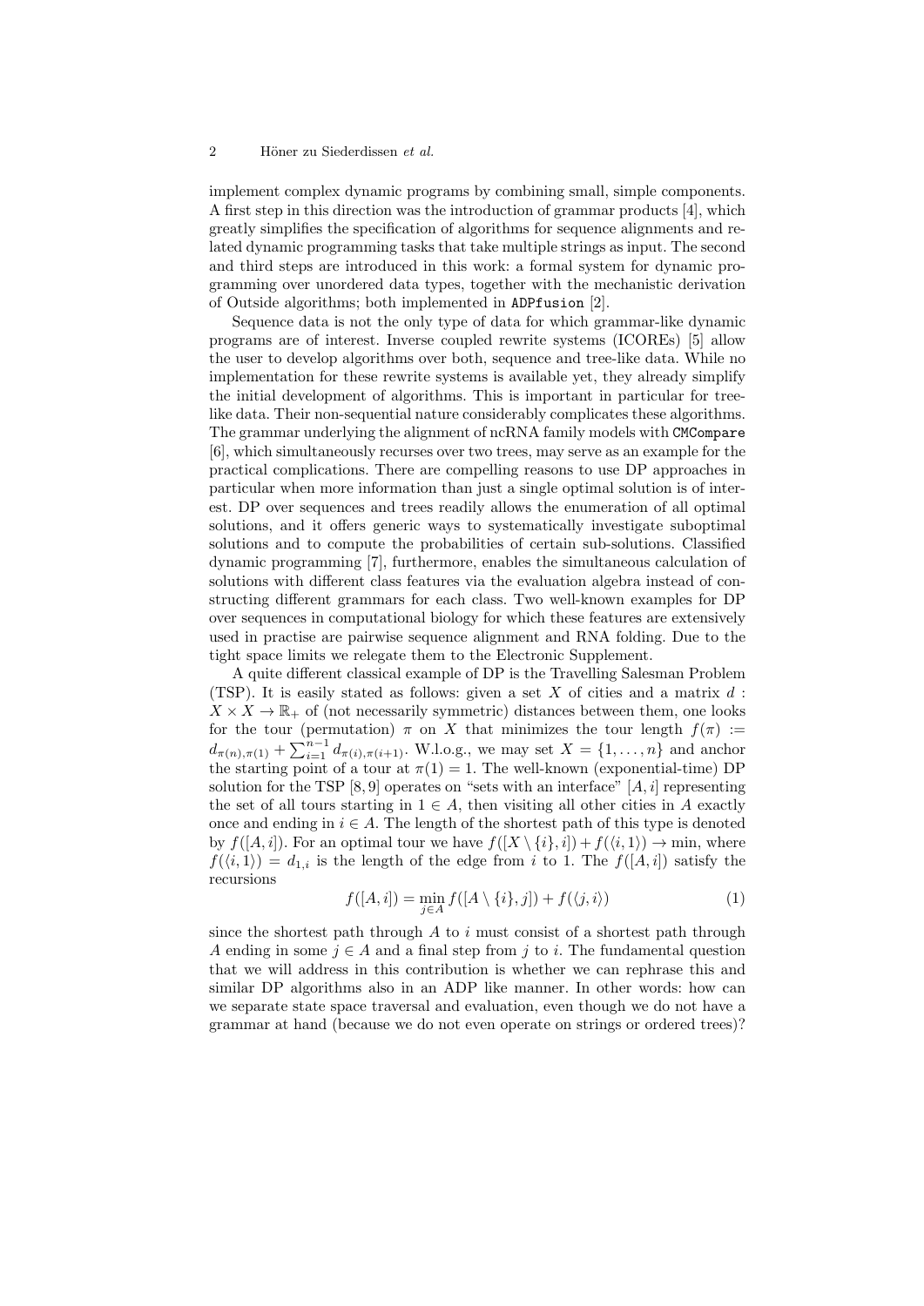implement complex dynamic programs by combining small, simple components. A first step in this direction was the introduction of grammar products [4], which greatly simplifies the specification of algorithms for sequence alignments and related dynamic programming tasks that take multiple strings as input. The second and third steps are introduced in this work: a formal system for dynamic programming over unordered data types, together with the mechanistic derivation of Outside algorithms; both implemented in `ADPfusion` [2].

Sequence data is not the only type of data for which grammar-like dynamic programs are of interest. Inverse coupled rewrite systems (ICOREs) [5] allow the user to develop algorithms over both, sequence and tree-like data. While no implementation for these rewrite systems is available yet, they already simplify the initial development of algorithms. This is important in particular for tree-like data. Their non-sequential nature considerably complicates these algorithms. The grammar underlying the alignment of ncRNA family models with `CMCompare` [6], which simultaneously recurses over two trees, may serve as an example for the practical complications. There are compelling reasons to use DP approaches in particular when more information than just a single optimal solution is of interest. DP over sequences and trees readily allows the enumeration of all optimal solutions, and it offers generic ways to systematically investigate suboptimal solutions and to compute the probabilities of certain sub-solutions. Classified dynamic programming [7], furthermore, enables the simultaneous calculation of solutions with different class features via the evaluation algebra instead of constructing different grammars for each class. Two well-known examples for DP over sequences in computational biology for which these features are extensively used in practise are pairwise sequence alignment and RNA folding. Due to the tight space limits we relegate them to the Electronic Supplement.

A quite different classical example of DP is the Travelling Salesman Problem (TSP). It is easily stated as follows: given a set $X$ of cities and a matrix $d : X \times X \to \mathbb{R}_+$ of (not necessarily symmetric) distances between them, one looks for the tour (permutation) $\pi$ on $X$ that minimizes the tour length $f(\pi) := d_{\pi(n),\pi(1)} + \sum_{i=1}^{n-1} d_{\pi(i),\pi(i+1)}$. W.l.o.g., we may set $X = \{1, \ldots, n\}$ and anchor the starting point of a tour at $\pi(1) = 1$. The well-known (exponential-time) DP solution for the TSP [8, 9] operates on "sets with an interface" $[A, i]$ representing the set of all tours starting in $1 \in A$, then visiting all other cities in $A$ exactly once and ending in $i \in A$. The length of the shortest path of this type is denoted by $f([A, i])$. For an optimal tour we have $f([X \setminus \{i\}, i]) + f(\langle i, 1\rangle) \to \min$, where $f(\langle i, 1\rangle) = d_{1,i}$ is the length of the edge from $i$ to 1. The $f([A, i])$ satisfy the recursions

$$f([A, i]) = \min_{j \in A} f([A \setminus \{i\}, j]) + f(\langle j, i\rangle) \qquad (1)$$

since the shortest path through $A$ to $i$ must consist of a shortest path through $A$ ending in some $j \in A$ and a final step from $j$ to $i$. The fundamental question that we will address in this contribution is whether we can rephrase this and similar DP algorithms also in an ADP like manner. In other words: how can we separate state space traversal and evaluation, even though we do not have a grammar at hand (because we do not even operate on strings or ordered trees)?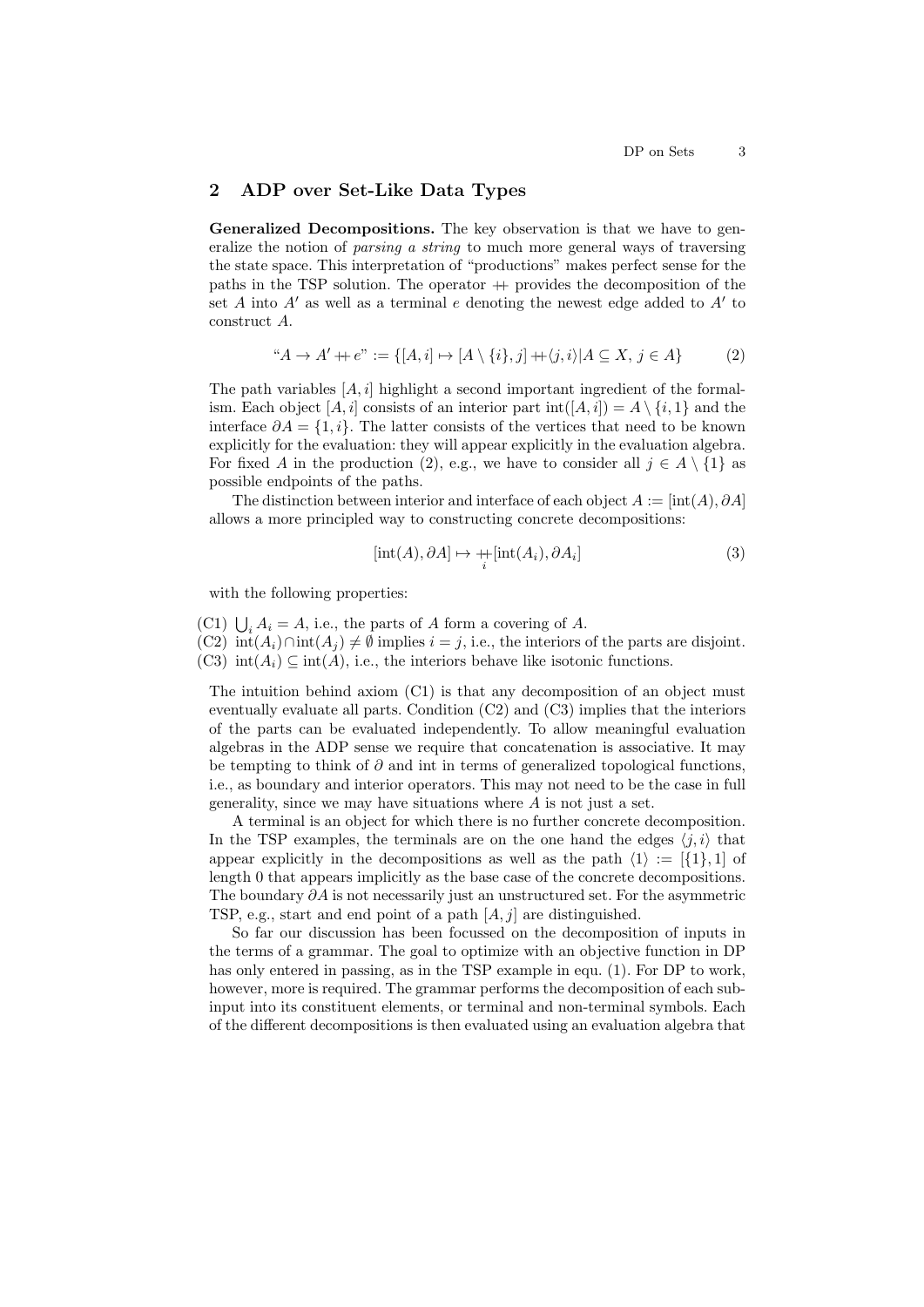## 2 ADP over Set-Like Data Types

**Generalized Decompositions.** The key observation is that we have to generalize the notion of *parsing a string* to much more general ways of traversing the state space. This interpretation of "productions" makes perfect sense for the paths in the TSP solution. The operator $+\!\!+$ provides the decomposition of the set $A$ into $A'$ as well as a terminal $e$ denoting the newest edge added to $A'$ to construct $A$.

$$\text{“}A \to A' +\!\!+ e\text{”} := \{[A, i] \mapsto [A \setminus \{i\}, j] +\!\!+ \langle j, i\rangle | A \subseteq X,\, j \in A\} \tag{2}$$

The path variables $[A, i]$ highlight a second important ingredient of the formalism. Each object $[A, i]$ consists of an interior part $\mathrm{int}([A, i]) = A \setminus \{i, 1\}$ and the interface $\partial A = \{1, i\}$. The latter consists of the vertices that need to be known explicitly for the evaluation: they will appear explicitly in the evaluation algebra. For fixed $A$ in the production (2), e.g., we have to consider all $j \in A \setminus \{1\}$ as possible endpoints of the paths.

The distinction between interior and interface of each object $A := [\mathrm{int}(A), \partial A]$ allows a more principled way to constructing concrete decompositions:

$$[\mathrm{int}(A), \partial A] \mapsto \mathop{+\!\!+}_{i} [\mathrm{int}(A_i), \partial A_i] \tag{3}$$

with the following properties:

(C1) $\bigcup_i A_i = A$, i.e., the parts of $A$ form a covering of $A$.
(C2) $\mathrm{int}(A_i) \cap \mathrm{int}(A_j) \neq \emptyset$ implies $i = j$, i.e., the interiors of the parts are disjoint.
(C3) $\mathrm{int}(A_i) \subseteq \mathrm{int}(A)$, i.e., the interiors behave like isotonic functions.

The intuition behind axiom (C1) is that any decomposition of an object must eventually evaluate all parts. Condition (C2) and (C3) implies that the interiors of the parts can be evaluated independently. To allow meaningful evaluation algebras in the ADP sense we require that concatenation is associative. It may be tempting to think of $\partial$ and int in terms of generalized topological functions, i.e., as boundary and interior operators. This may not need to be the case in full generality, since we may have situations where $A$ is not just a set.

A terminal is an object for which there is no further concrete decomposition. In the TSP examples, the terminals are on the one hand the edges $\langle j, i\rangle$ that appear explicitly in the decompositions as well as the path $\langle 1\rangle := [\{1\}, 1]$ of length 0 that appears implicitly as the base case of the concrete decompositions. The boundary $\partial A$ is not necessarily just an unstructured set. For the asymmetric TSP, e.g., start and end point of a path $[A, j]$ are distinguished.

So far our discussion has been focussed on the decomposition of inputs in the terms of a grammar. The goal to optimize with an objective function in DP has only entered in passing, as in the TSP example in equ. (1). For DP to work, however, more is required. The grammar performs the decomposition of each sub-input into its constituent elements, or terminal and non-terminal symbols. Each of the different decompositions is then evaluated using an evaluation algebra that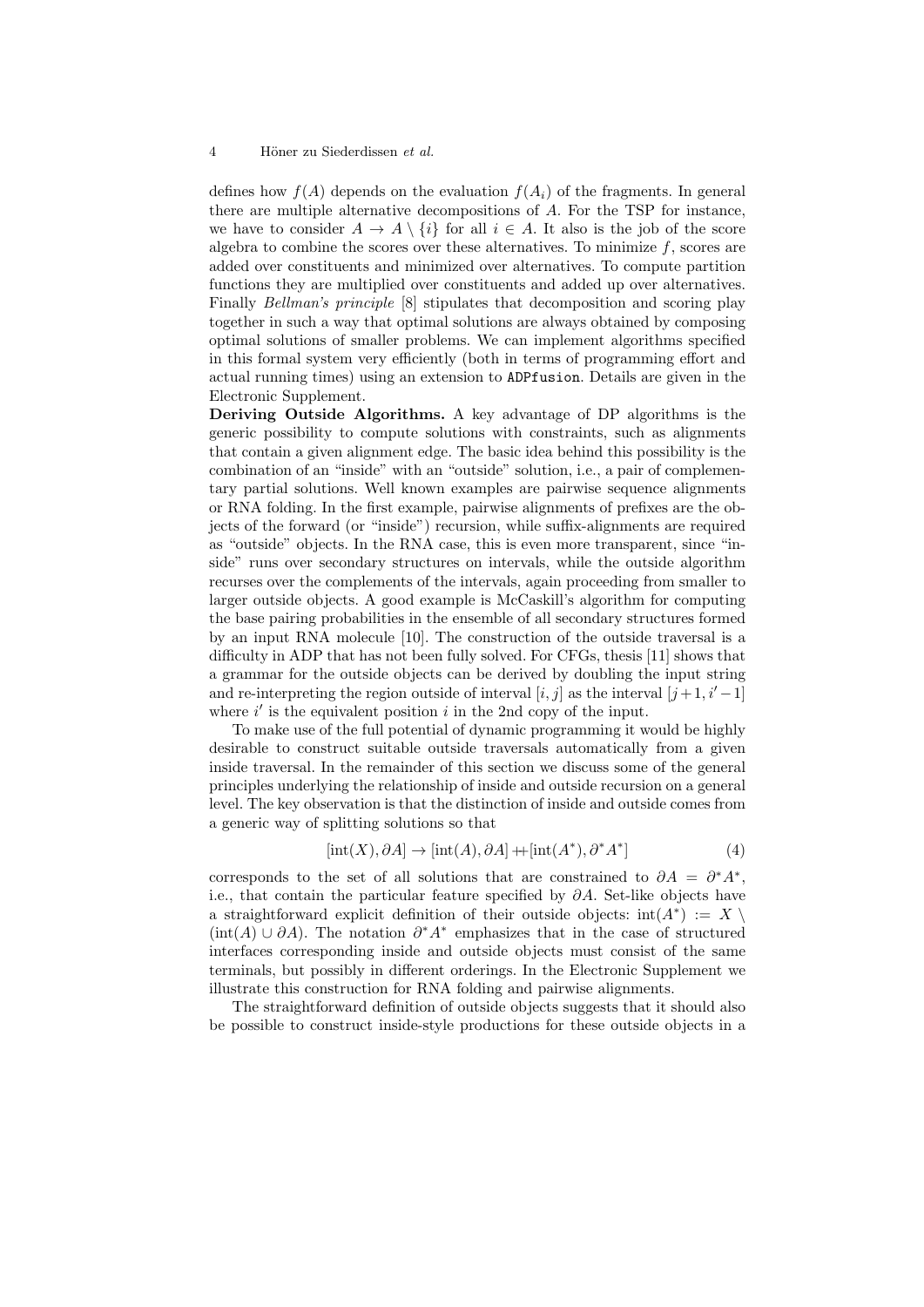defines how $f(A)$ depends on the evaluation $f(A_i)$ of the fragments. In general there are multiple alternative decompositions of $A$. For the TSP for instance, we have to consider $A \to A \setminus \{i\}$ for all $i \in A$. It also is the job of the score algebra to combine the scores over these alternatives. To minimize $f$, scores are added over constituents and minimized over alternatives. To compute partition functions they are multiplied over constituents and added up over alternatives. Finally *Bellman's principle* [8] stipulates that decomposition and scoring play together in such a way that optimal solutions are always obtained by composing optimal solutions of smaller problems. We can implement algorithms specified in this formal system very efficiently (both in terms of programming effort and actual running times) using an extension to `ADPfusion`. Details are given in the Electronic Supplement.

**Deriving Outside Algorithms.** A key advantage of DP algorithms is the generic possibility to compute solutions with constraints, such as alignments that contain a given alignment edge. The basic idea behind this possibility is the combination of an "inside" with an "outside" solution, i.e., a pair of complementary partial solutions. Well known examples are pairwise sequence alignments or RNA folding. In the first example, pairwise alignments of prefixes are the objects of the forward (or "inside") recursion, while suffix-alignments are required as "outside" objects. In the RNA case, this is even more transparent, since "inside" runs over secondary structures on intervals, while the outside algorithm recurses over the complements of the intervals, again proceeding from smaller to larger outside objects. A good example is McCaskill's algorithm for computing the base pairing probabilities in the ensemble of all secondary structures formed by an input RNA molecule [10]. The construction of the outside traversal is a difficulty in ADP that has not been fully solved. For CFGs, thesis [11] shows that a grammar for the outside objects can be derived by doubling the input string and re-interpreting the region outside of interval $[i, j]$ as the interval $[j+1, i'-1]$ where $i'$ is the equivalent position $i$ in the 2nd copy of the input.

To make use of the full potential of dynamic programming it would be highly desirable to construct suitable outside traversals automatically from a given inside traversal. In the remainder of this section we discuss some of the general principles underlying the relationship of inside and outside recursion on a general level. The key observation is that the distinction of inside and outside comes from a generic way of splitting solutions so that

$$[\mathrm{int}(X), \partial A] \to [\mathrm{int}(A), \partial A] +\!\!+ [\mathrm{int}(A^*), \partial^* A^*] \tag{4}$$

corresponds to the set of all solutions that are constrained to $\partial A = \partial^* A^*$, i.e., that contain the particular feature specified by $\partial A$. Set-like objects have a straightforward explicit definition of their outside objects: $\mathrm{int}(A^*) := X \setminus (\mathrm{int}(A) \cup \partial A)$. The notation $\partial^* A^*$ emphasizes that in the case of structured interfaces corresponding inside and outside objects must consist of the same terminals, but possibly in different orderings. In the Electronic Supplement we illustrate this construction for RNA folding and pairwise alignments.

The straightforward definition of outside objects suggests that it should also be possible to construct inside-style productions for these outside objects in a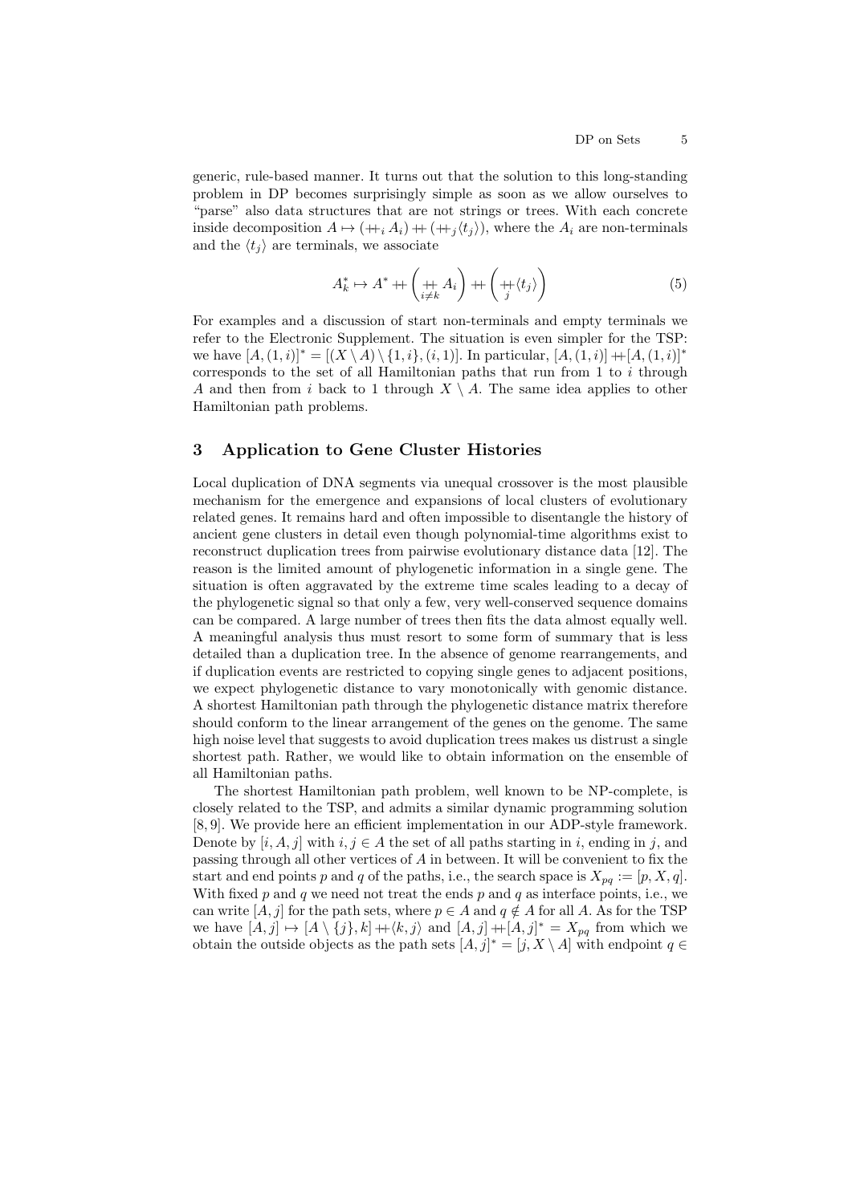generic, rule-based manner. It turns out that the solution to this long-standing problem in DP becomes surprisingly simple as soon as we allow ourselves to "parse" also data structures that are not strings or trees. With each concrete inside decomposition $A \mapsto (+\!\!+_i A_i) +\!\!+ (+\!\!+_j \langle t_j \rangle)$, where the $A_i$ are non-terminals and the $\langle t_j \rangle$ are terminals, we associate

$$A_k^* \mapsto A^* +\!\!+ \left( \mathop{+\!\!+}_{i \neq k} A_i \right) +\!\!+ \left( \mathop{+\!\!+}_{j} \langle t_j \rangle \right) \tag{5}$$

For examples and a discussion of start non-terminals and empty terminals we refer to the Electronic Supplement. The situation is even simpler for the TSP: we have $[A,(1,i)]^* = [(X \setminus A) \setminus \{1,i\},(i,1)]$. In particular, $[A,(1,i)] +\!\!+ [A,(1,i)]^*$ corresponds to the set of all Hamiltonian paths that run from 1 to $i$ through $A$ and then from $i$ back to 1 through $X \setminus A$. The same idea applies to other Hamiltonian path problems.

## 3 Application to Gene Cluster Histories

Local duplication of DNA segments via unequal crossover is the most plausible mechanism for the emergence and expansions of local clusters of evolutionary related genes. It remains hard and often impossible to disentangle the history of ancient gene clusters in detail even though polynomial-time algorithms exist to reconstruct duplication trees from pairwise evolutionary distance data [12]. The reason is the limited amount of phylogenetic information in a single gene. The situation is often aggravated by the extreme time scales leading to a decay of the phylogenetic signal so that only a few, very well-conserved sequence domains can be compared. A large number of trees then fits the data almost equally well. A meaningful analysis thus must resort to some form of summary that is less detailed than a duplication tree. In the absence of genome rearrangements, and if duplication events are restricted to copying single genes to adjacent positions, we expect phylogenetic distance to vary monotonically with genomic distance. A shortest Hamiltonian path through the phylogenetic distance matrix therefore should conform to the linear arrangement of the genes on the genome. The same high noise level that suggests to avoid duplication trees makes us distrust a single shortest path. Rather, we would like to obtain information on the ensemble of all Hamiltonian paths.

The shortest Hamiltonian path problem, well known to be NP-complete, is closely related to the TSP, and admits a similar dynamic programming solution [8, 9]. We provide here an efficient implementation in our ADP-style framework. Denote by $[i, A, j]$ with $i, j \in A$ the set of all paths starting in $i$, ending in $j$, and passing through all other vertices of $A$ in between. It will be convenient to fix the start and end points $p$ and $q$ of the paths, i.e., the search space is $X_{pq} := [p, X, q]$. With fixed $p$ and $q$ we need not treat the ends $p$ and $q$ as interface points, i.e., we can write $[A, j]$ for the path sets, where $p \in A$ and $q \notin A$ for all $A$. As for the TSP we have $[A, j] \mapsto [A \setminus \{j\}, k] +\!\!+ \langle k, j \rangle$ and $[A, j] +\!\!+ [A, j]^* = X_{pq}$ from which we obtain the outside objects as the path sets $[A, j]^* = [j, X \setminus A]$ with endpoint $q \in$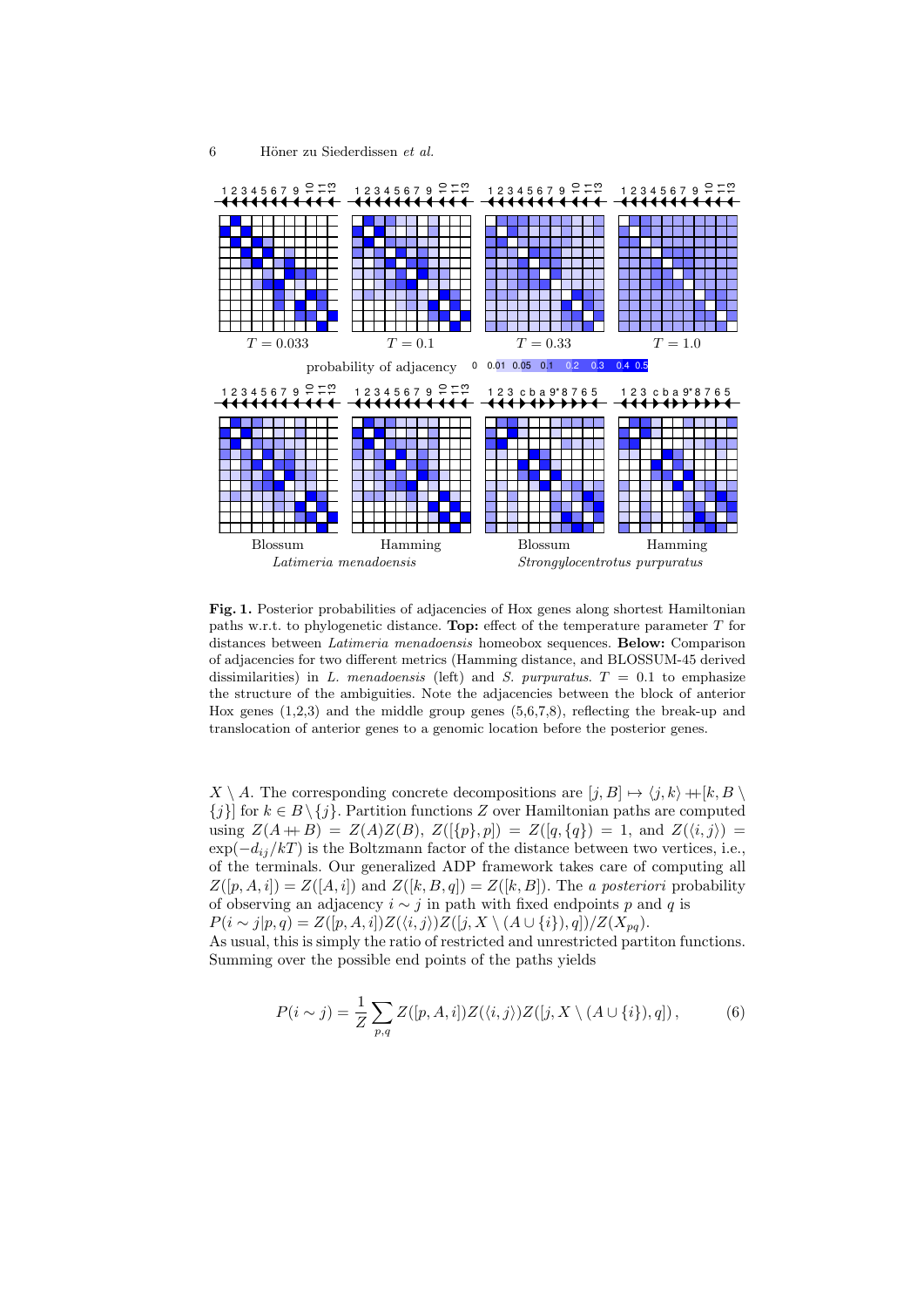**Fig. 1.** Posterior probabilities of adjacencies of Hox genes along shortest Hamiltonian paths w.r.t. to phylogenetic distance. **Top:** effect of the temperature parameter $T$ for distances between *Latimeria menadoensis* homeobox sequences. **Below:** Comparison of adjacencies for two different metrics (Hamming distance, and BLOSSUM-45 derived dissimilarities) in *L. menadoensis* (left) and *S. purpuratus*. $T = 0.1$ to emphasize the structure of the ambiguities. Note the adjacencies between the block of anterior Hox genes (1,2,3) and the middle group genes (5,6,7,8), reflecting the break-up and translocation of anterior genes to a genomic location before the posterior genes.

$X \setminus A$. The corresponding concrete decompositions are $[j, B] \mapsto \langle j, k\rangle +\!\!+ [k, B \setminus \{j\}]$ for $k \in B \setminus \{j\}$. Partition functions $Z$ over Hamiltonian paths are computed using $Z(A +\!\!+ B) = Z(A)Z(B)$, $Z([\{p\}, p]) = Z([q, \{q\}) = 1$, and $Z(\langle i, j\rangle) = \exp(-d_{ij}/kT)$ is the Boltzmann factor of the distance between two vertices, i.e., of the terminals. Our generalized ADP framework takes care of computing all $Z([p, A, i]) = Z([A, i])$ and $Z([k, B, q]) = Z([k, B])$. The *a posteriori* probability of observing an adjacency $i \sim j$ in path with fixed endpoints $p$ and $q$ is $P(i \sim j|p, q) = Z([p, A, i])Z(\langle i, j\rangle)Z([j, X \setminus (A \cup \{i\}), q])/Z(X_{pq})$.
As usual, this is simply the ratio of restricted and unrestricted partiton functions. Summing over the possible end points of the paths yields

$$P(i \sim j) = \frac{1}{Z} \sum_{p,q} Z([p, A, i])Z(\langle i, j\rangle)Z([j, X \setminus (A \cup \{i\}), q]) \,, \tag{6}$$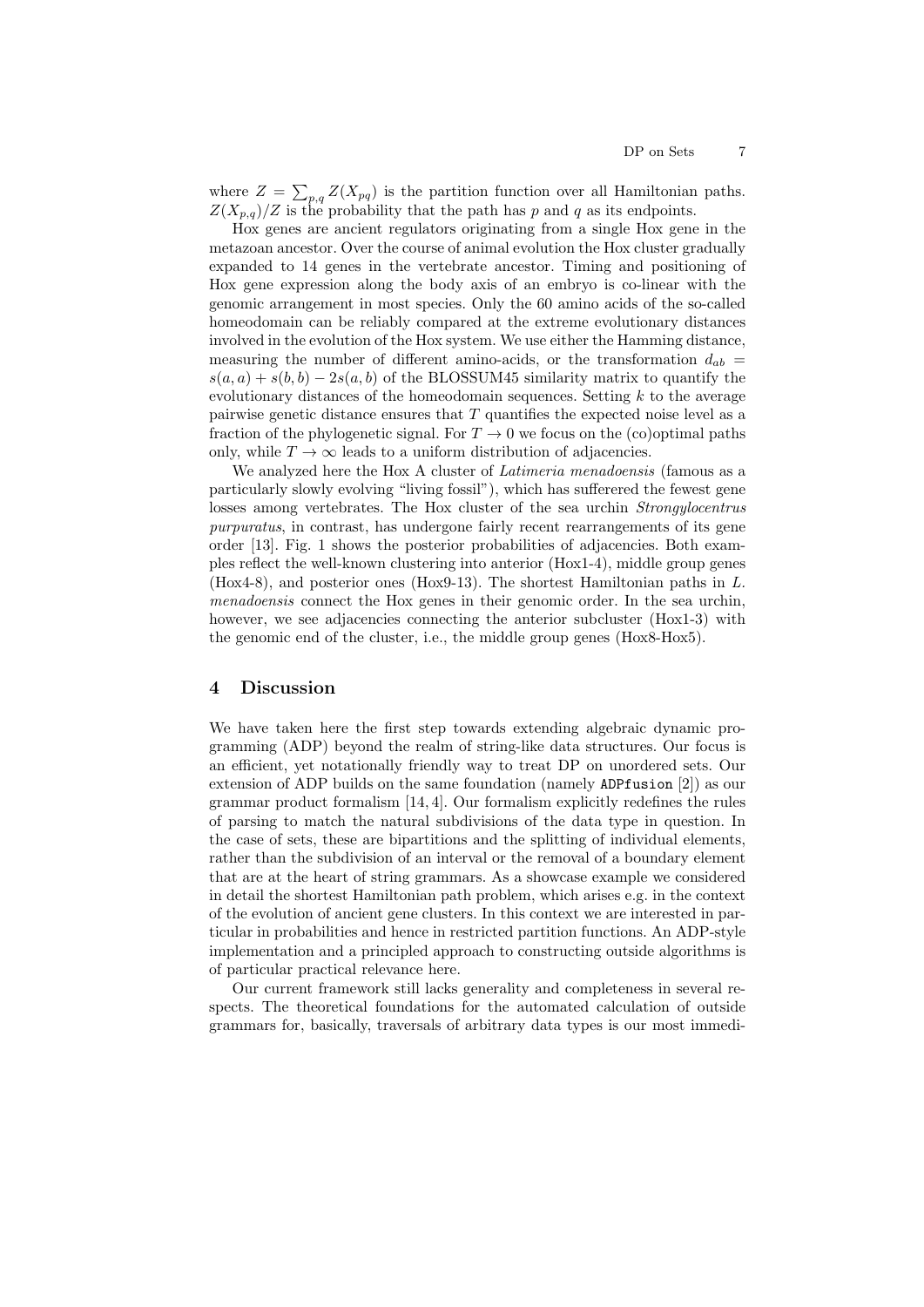where $Z = \sum_{p,q} Z(X_{pq})$ is the partition function over all Hamiltonian paths. $Z(X_{p,q})/Z$ is the probability that the path has $p$ and $q$ as its endpoints.

Hox genes are ancient regulators originating from a single Hox gene in the metazoan ancestor. Over the course of animal evolution the Hox cluster gradually expanded to 14 genes in the vertebrate ancestor. Timing and positioning of Hox gene expression along the body axis of an embryo is co-linear with the genomic arrangement in most species. Only the 60 amino acids of the so-called homeodomain can be reliably compared at the extreme evolutionary distances involved in the evolution of the Hox system. We use either the Hamming distance, measuring the number of different amino-acids, or the transformation $d_{ab} = s(a,a) + s(b,b) - 2s(a,b)$ of the BLOSSUM45 similarity matrix to quantify the evolutionary distances of the homeodomain sequences. Setting $k$ to the average pairwise genetic distance ensures that $T$ quantifies the expected noise level as a fraction of the phylogenetic signal. For $T \to 0$ we focus on the (co)optimal paths only, while $T \to \infty$ leads to a uniform distribution of adjacencies.

We analyzed here the Hox A cluster of *Latimeria menadoensis* (famous as a particularly slowly evolving "living fossil"), which has sufferered the fewest gene losses among vertebrates. The Hox cluster of the sea urchin *Strongylocentrus purpuratus*, in contrast, has undergone fairly recent rearrangements of its gene order [13]. Fig. 1 shows the posterior probabilities of adjacencies. Both examples reflect the well-known clustering into anterior (Hox1-4), middle group genes (Hox4-8), and posterior ones (Hox9-13). The shortest Hamiltonian paths in *L. menadoensis* connect the Hox genes in their genomic order. In the sea urchin, however, we see adjacencies connecting the anterior subcluster (Hox1-3) with the genomic end of the cluster, i.e., the middle group genes (Hox8-Hox5).

## 4 Discussion

We have taken here the first step towards extending algebraic dynamic programming (ADP) beyond the realm of string-like data structures. Our focus is an efficient, yet notationally friendly way to treat DP on unordered sets. Our extension of ADP builds on the same foundation (namely `ADPfusion` [2]) as our grammar product formalism [14, 4]. Our formalism explicitly redefines the rules of parsing to match the natural subdivisions of the data type in question. In the case of sets, these are bipartitions and the splitting of individual elements, rather than the subdivision of an interval or the removal of a boundary element that are at the heart of string grammars. As a showcase example we considered in detail the shortest Hamiltonian path problem, which arises e.g. in the context of the evolution of ancient gene clusters. In this context we are interested in particular in probabilities and hence in restricted partition functions. An ADP-style implementation and a principled approach to constructing outside algorithms is of particular practical relevance here.

Our current framework still lacks generality and completeness in several respects. The theoretical foundations for the automated calculation of outside grammars for, basically, traversals of arbitrary data types is our most immedi-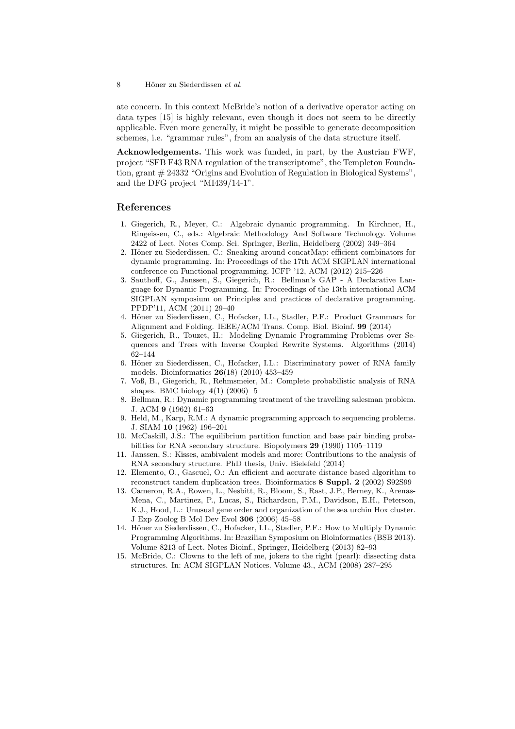ate concern. In this context McBride's notion of a derivative operator acting on data types [15] is highly relevant, even though it does not seem to be directly applicable. Even more generally, it might be possible to generate decomposition schemes, i.e. "grammar rules", from an analysis of the data structure itself.

**Acknowledgements.** This work was funded, in part, by the Austrian FWF, project "SFB F43 RNA regulation of the transcriptome", the Templeton Foundation, grant # 24332 "Origins and Evolution of Regulation in Biological Systems", and the DFG project "MI439/14-1".

## References

1. Giegerich, R., Meyer, C.: Algebraic dynamic programming. In Kirchner, H., Ringeissen, C., eds.: Algebraic Methodology And Software Technology. Volume 2422 of Lect. Notes Comp. Sci. Springer, Berlin, Heidelberg (2002) 349–364
2. Höner zu Siederdissen, C.: Sneaking around concatMap: efficient combinators for dynamic programming. In: Proceedings of the 17th ACM SIGPLAN international conference on Functional programming. ICFP '12, ACM (2012) 215–226
3. Sauthoff, G., Janssen, S., Giegerich, R.: Bellman's GAP - A Declarative Language for Dynamic Programming. In: Proceedings of the 13th international ACM SIGPLAN symposium on Principles and practices of declarative programming. PPDP'11, ACM (2011) 29–40
4. Höner zu Siederdissen, C., Hofacker, I.L., Stadler, P.F.: Product Grammars for Alignment and Folding. IEEE/ACM Trans. Comp. Biol. Bioinf. **99** (2014)
5. Giegerich, R., Touzet, H.: Modeling Dynamic Programming Problems over Sequences and Trees with Inverse Coupled Rewrite Systems. Algorithms (2014) 62–144
6. Höner zu Siederdissen, C., Hofacker, I.L.: Discriminatory power of RNA family models. Bioinformatics **26**(18) (2010) 453–459
7. Voß, B., Giegerich, R., Rehmsmeier, M.: Complete probabilistic analysis of RNA shapes. BMC biology **4**(1) (2006) 5
8. Bellman, R.: Dynamic programming treatment of the travelling salesman problem. J. ACM **9** (1962) 61–63
9. Held, M., Karp, R.M.: A dynamic programming approach to sequencing problems. J. SIAM **10** (1962) 196–201
10. McCaskill, J.S.: The equilibrium partition function and base pair binding probabilities for RNA secondary structure. Biopolymers **29** (1990) 1105–1119
11. Janssen, S.: Kisses, ambivalent models and more: Contributions to the analysis of RNA secondary structure. PhD thesis, Univ. Bielefeld (2014)
12. Elemento, O., Gascuel, O.: An efficient and accurate distance based algorithm to reconstruct tandem duplication trees. Bioinformatics **8 Suppl. 2** (2002) S92S99
13. Cameron, R.A., Rowen, L., Nesbitt, R., Bloom, S., Rast, J.P., Berney, K., Arenas-Mena, C., Martinez, P., Lucas, S., Richardson, P.M., Davidson, E.H., Peterson, K.J., Hood, L.: Unusual gene order and organization of the sea urchin Hox cluster. J Exp Zoolog B Mol Dev Evol **306** (2006) 45–58
14. Höner zu Siederdissen, C., Hofacker, I.L., Stadler, P.F.: How to Multiply Dynamic Programming Algorithms. In: Brazilian Symposium on Bioinformatics (BSB 2013). Volume 8213 of Lect. Notes Bioinf., Springer, Heidelberg (2013) 82–93
15. McBride, C.: Clowns to the left of me, jokers to the right (pearl): dissecting data structures. In: ACM SIGPLAN Notices. Volume 43., ACM (2008) 287–295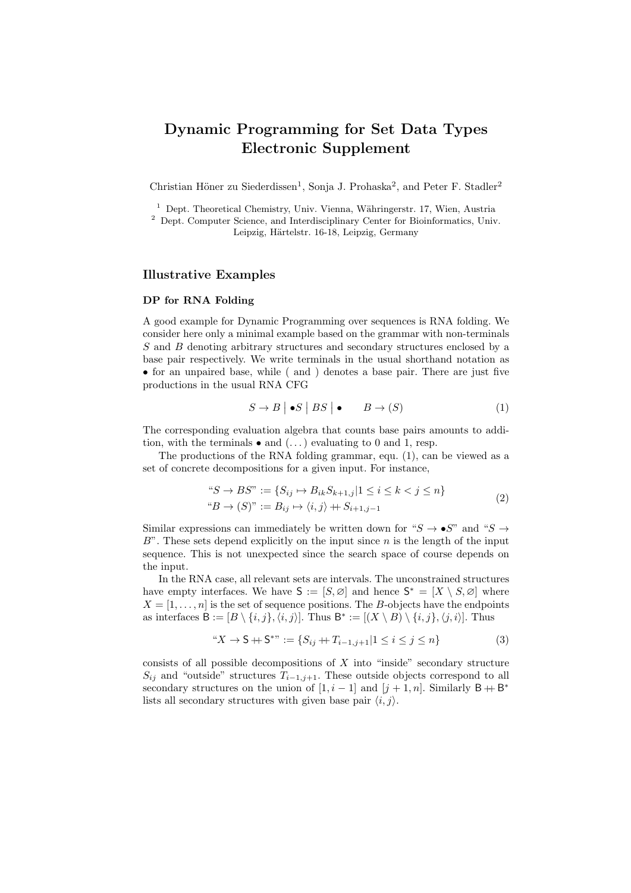# Dynamic Programming for Set Data Types Electronic Supplement

Christian Höner zu Siederdissen[1], Sonja J. Prohaska[2], and Peter F. Stadler[2]

[1] Dept. Theoretical Chemistry, Univ. Vienna, Währingerstr. 17, Wien, Austria
[2] Dept. Computer Science, and Interdisciplinary Center for Bioinformatics, Univ. Leipzig, Härtelstr. 16-18, Leipzig, Germany

## Illustrative Examples

### DP for RNA Folding

A good example for Dynamic Programming over sequences is RNA folding. We consider here only a minimal example based on the grammar with non-terminals $S$ and $B$ denoting arbitrary structures and secondary structures enclosed by a base pair respectively. We write terminals in the usual shorthand notation as $\bullet$ for an unpaired base, while ( and ) denotes a base pair. There are just five productions in the usual RNA CFG

$$S \to B \mid \bullet S \mid BS \mid \bullet \qquad B \to (S) \tag{1}$$

The corresponding evaluation algebra that counts base pairs amounts to addition, with the terminals $\bullet$ and $(\dots)$ evaluating to 0 and 1, resp.

The productions of the RNA folding grammar, equ. (1), can be viewed as a set of concrete decompositions for a given input. For instance,

$$\begin{aligned} \text{“}S \to BS\text{”} &:= \{S_{ij} \mapsto B_{ik} S_{k+1,j} | 1 \le i \le k < j \le n\} \\ \text{“}B \to (S)\text{”} &:= B_{ij} \mapsto \langle i,j \rangle +\!\!\!+ S_{i+1,j-1} \end{aligned} \tag{2}$$

Similar expressions can immediately be written down for “$S \to \bullet S$” and “$S \to B$”. These sets depend explicitly on the input since $n$ is the length of the input sequence. This is not unexpected since the search space of course depends on the input.

In the RNA case, all relevant sets are intervals. The unconstrained structures have empty interfaces. We have $\mathsf{S} := [S, \varnothing]$ and hence $\mathsf{S}^* = [X \setminus S, \varnothing]$ where $X = [1, \dots, n]$ is the set of sequence positions. The $B$-objects have the endpoints as interfaces $\mathsf{B} := [B \setminus \{i,j\}, \langle i,j \rangle]$. Thus $\mathsf{B}^* := [(X \setminus B) \setminus \{i,j\}, \langle j,i \rangle]$. Thus

$$\text{“}X \to \mathsf{S} +\!\!\!+ \mathsf{S}^*\text{”} := \{S_{ij} +\!\!\!+ T_{i-1,j+1} | 1 \le i \le j \le n\} \tag{3}$$

consists of all possible decompositions of $X$ into “inside” secondary structure $S_{ij}$ and “outside” structures $T_{i-1,j+1}$. These outside objects correspond to all secondary structures on the union of $[1, i-1]$ and $[j+1, n]$. Similarly $\mathsf{B} +\!\!\!+ \mathsf{B}^*$ lists all secondary structures with given base pair $\langle i,j \rangle$.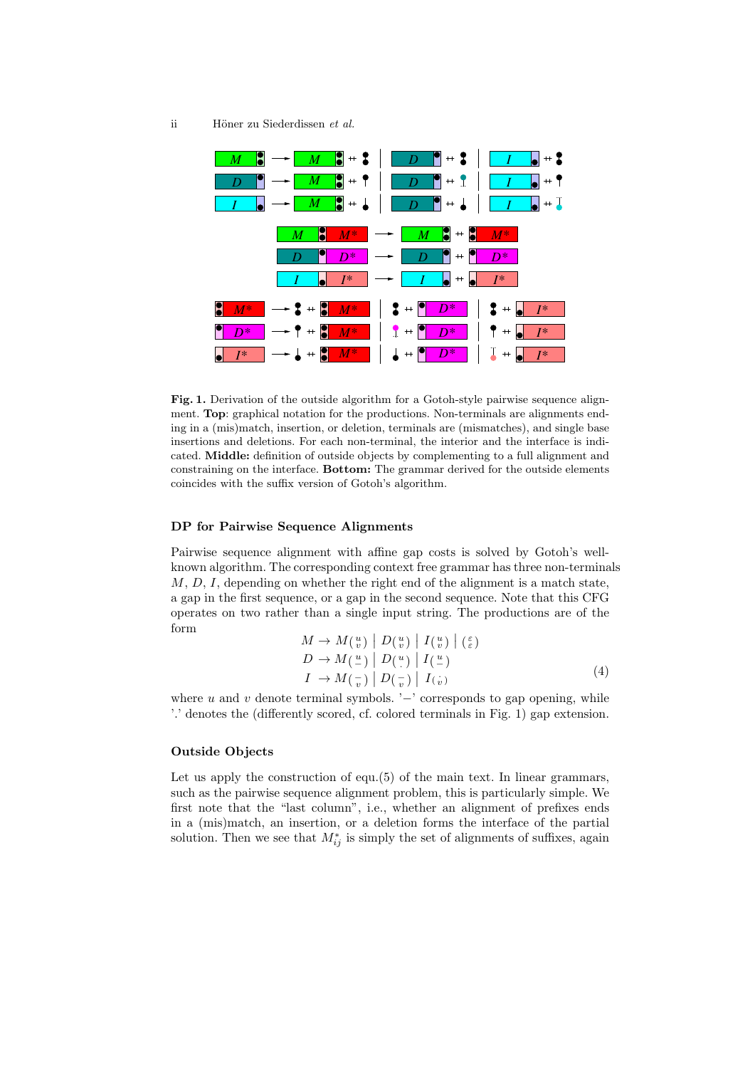**Fig. 1.** Derivation of the outside algorithm for a Gotoh-style pairwise sequence alignment. **Top**: graphical notation for the productions. Non-terminals are alignments ending in a (mis)match, insertion, or deletion, terminals are (mismatches), and single base insertions and deletions. For each non-terminal, the interior and the interface is indicated. **Middle:** definition of outside objects by complementing to a full alignment and constraining on the interface. **Bottom:** The grammar derived for the outside elements coincides with the suffix version of Gotoh's algorithm.

### DP for Pairwise Sequence Alignments

Pairwise sequence alignment with affine gap costs is solved by Gotoh's well-known algorithm. The corresponding context free grammar has three non-terminals $M$, $D$, $I$, depending on whether the right end of the alignment is a match state, a gap in the first sequence, or a gap in the second sequence. Note that this CFG operates on two rather than a single input string. The productions are of the form

$$
\begin{aligned}
M &\rightarrow M\binom{u}{v} \;\Big|\; D\binom{u}{v} \;\Big|\; I\binom{u}{v} \;\Big|\; \binom{\varepsilon}{\varepsilon} \\
D &\rightarrow M\binom{u}{-} \;\Big|\; D\binom{u}{.} \;\Big|\; I\binom{u}{-} \\
I &\rightarrow M\binom{-}{v} \;\Big|\; D\binom{-}{v} \;\Big|\; I\binom{.}{v}
\end{aligned}
\tag{4}
$$

where $u$ and $v$ denote terminal symbols. '$-$' corresponds to gap opening, while '.' denotes the (differently scored, cf. colored terminals in Fig. 1) gap extension.

### Outside Objects

Let us apply the construction of equ.(5) of the main text. In linear grammars, such as the pairwise sequence alignment problem, this is particularly simple. We first note that the "last column", i.e., whether an alignment of prefixes ends in a (mis)match, an insertion, or a deletion forms the interface of the partial solution. Then we see that $M^*_{ij}$ is simply the set of alignments of suffixes, again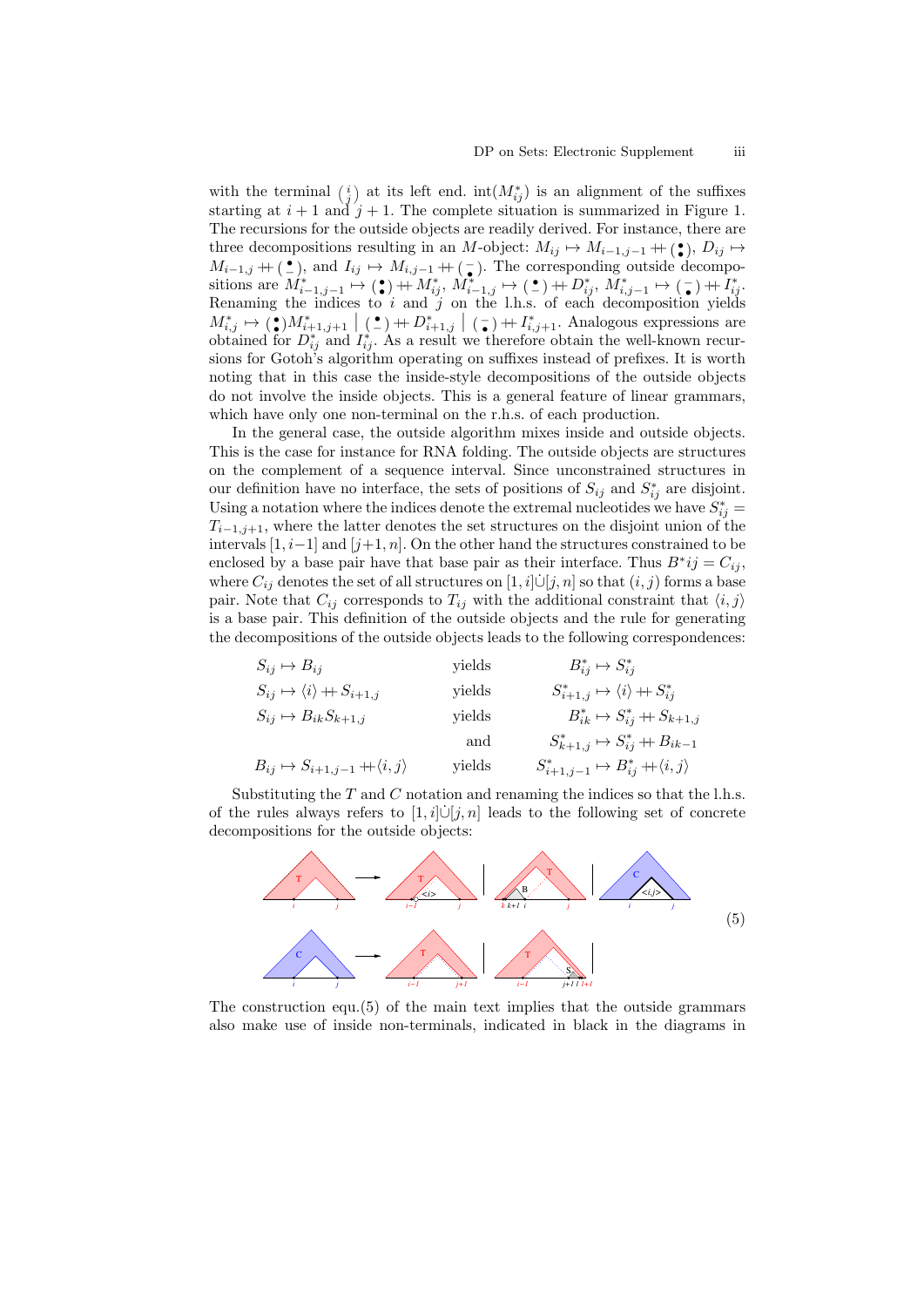with the terminal $\binom{i}{j}$ at its left end. $\mathrm{int}(M^*_{ij})$ is an alignment of the suffixes starting at $i+1$ and $j+1$. The complete situation is summarized in Figure 1. The recursions for the outside objects are readily derived. For instance, there are three decompositions resulting in an $M$-object: $M_{ij} \mapsto M_{i-1,j-1} +\!\!+ \binom{\bullet}{\bullet}$, $D_{ij} \mapsto M_{i-1,j} +\!\!+ \binom{\bullet}{-}$, and $I_{ij} \mapsto M_{i,j-1} +\!\!+ \binom{-}{\bullet}$. The corresponding outside decompositions are $M^*_{i-1,j-1} \mapsto \binom{\bullet}{\bullet} +\!\!+ M^*_{ij}$, $M^*_{i-1,j} \mapsto \binom{\bullet}{-} +\!\!+ D^*_{ij}$, $M^*_{i,j-1} \mapsto \binom{-}{\bullet} +\!\!+ I^*_{ij}$. Renaming the indices to $i$ and $j$ on the l.h.s. of each decomposition yields $M^*_{i,j} \mapsto \binom{\bullet}{\bullet} M^*_{i+1,j+1} \;\big|\; \binom{\bullet}{-} +\!\!+ D^*_{i+1,j} \;\big|\; \binom{-}{\bullet} +\!\!+ I^*_{i,j+1}$. Analogous expressions are obtained for $D^*_{ij}$ and $I^*_{ij}$. As a result we therefore obtain the well-known recursions for Gotoh's algorithm operating on suffixes instead of prefixes. It is worth noting that in this case the inside-style decompositions of the outside objects do not involve the inside objects. This is a general feature of linear grammars, which have only one non-terminal on the r.h.s. of each production.

In the general case, the outside algorithm mixes inside and outside objects. This is the case for instance for RNA folding. The outside objects are structures on the complement of a sequence interval. Since unconstrained structures in our definition have no interface, the sets of positions of $S_{ij}$ and $S^*_{ij}$ are disjoint. Using a notation where the indices denote the extremal nucleotides we have $S^*_{ij} = T_{i-1,j+1}$, where the latter denotes the set structures on the disjoint union of the intervals $[1, i-1]$ and $[j+1, n]$. On the other hand the structures constrained to be enclosed by a base pair have that base pair as their interface. Thus $B^*ij = C_{ij}$, where $C_{ij}$ denotes the set of all structures on $[1, i]\dot\cup[j, n]$ so that $(i, j)$ forms a base pair. Note that $C_{ij}$ corresponds to $T_{ij}$ with the additional constraint that $\langle i, j\rangle$ is a base pair. This definition of the outside objects and the rule for generating the decompositions of the outside objects leads to the following correspondences:

| | | |
|---|---|---|
| $S_{ij} \mapsto B_{ij}$ | yields | $B^*_{ij} \mapsto S^*_{ij}$ |
| $S_{ij} \mapsto \langle i\rangle +\!\!+ S_{i+1,j}$ | yields | $S^*_{i+1,j} \mapsto \langle i\rangle +\!\!+ S^*_{ij}$ |
| $S_{ij} \mapsto B_{ik}S_{k+1,j}$ | yields | $B^*_{ik} \mapsto S^*_{ij} +\!\!+ S_{k+1,j}$ |
| | and | $S^*_{k+1,j} \mapsto S^*_{ij} +\!\!+ B_{ik-1}$ |
| $B_{ij} \mapsto S_{i+1,j-1} +\!\!+ \langle i,j\rangle$ | yields | $S^*_{i+1,j-1} \mapsto B^*_{ij} +\!\!+ \langle i,j\rangle$ |

Substituting the $T$ and $C$ notation and renaming the indices so that the l.h.s. of the rules always refers to $[1, i]\dot\cup[j, n]$ leads to the following set of concrete decompositions for the outside objects:

(5)

The construction equ.(5) of the main text implies that the outside grammars also make use of inside non-terminals, indicated in black in the diagrams in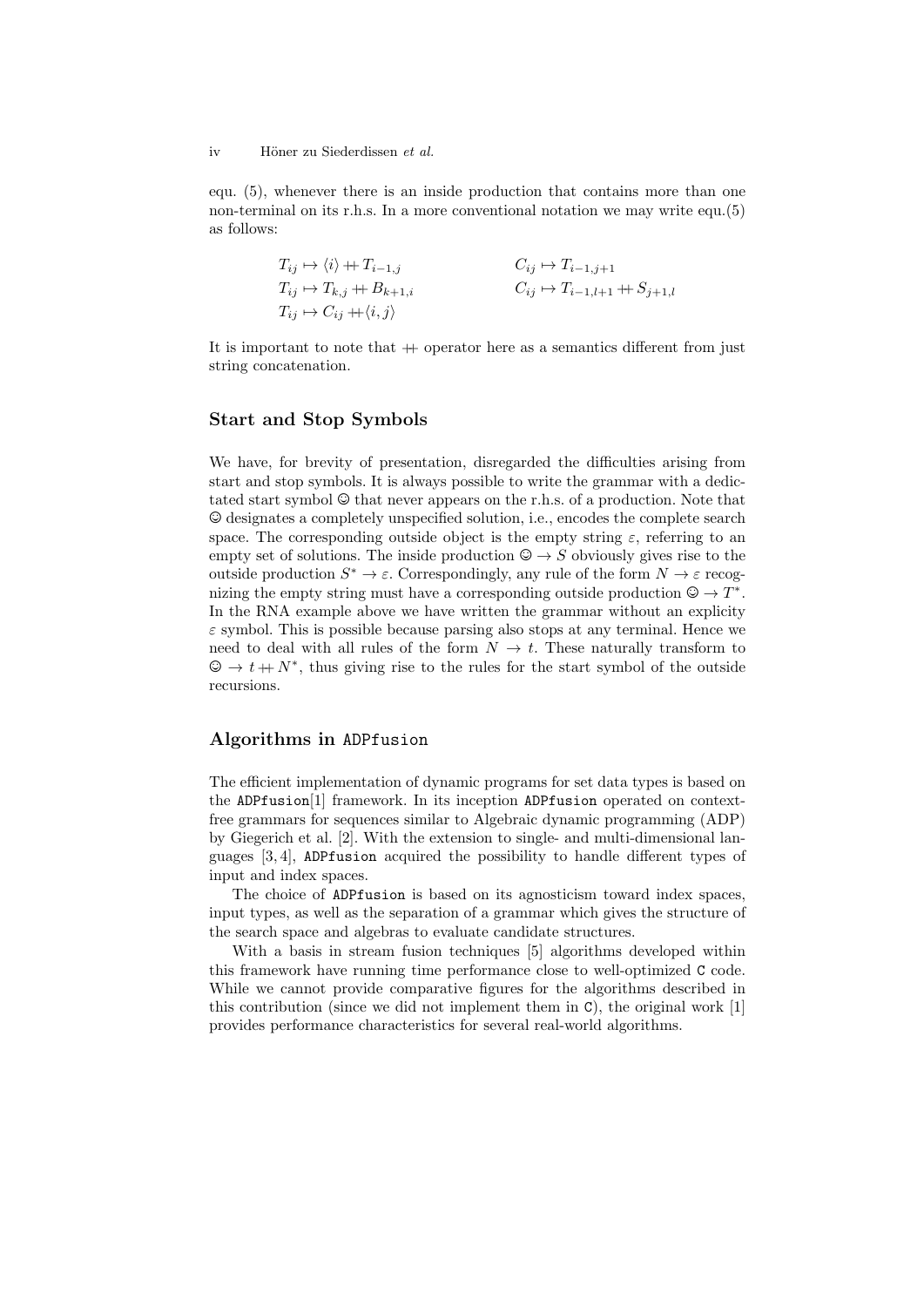equ. (5), whenever there is an inside production that contains more than one non-terminal on its r.h.s. In a more conventional notation we may write equ.(5) as follows:

$$
\begin{aligned}
&T_{ij} \mapsto \langle i \rangle +\!\!+\, T_{i-1,j} && C_{ij} \mapsto T_{i-1,j+1} \\
&T_{ij} \mapsto T_{k,j} +\!\!+\, B_{k+1,i} && C_{ij} \mapsto T_{i-1,l+1} +\!\!+\, S_{j+1,l} \\
&T_{ij} \mapsto C_{ij} +\!\!+ \langle i, j \rangle &&
\end{aligned}
$$

It is important to note that $+\!\!+$ operator here as a semantics different from just string concatenation.

## Start and Stop Symbols

We have, for brevity of presentation, disregarded the difficulties arising from start and stop symbols. It is always possible to write the grammar with a dedictated start symbol ☺ that never appears on the r.h.s. of a production. Note that ☺ designates a completely unspecified solution, i.e., encodes the complete search space. The corresponding outside object is the empty string $\varepsilon$, referring to an empty set of solutions. The inside production ☺ $\to S$ obviously gives rise to the outside production $S^* \to \varepsilon$. Correspondingly, any rule of the form $N \to \varepsilon$ recognizing the empty string must have a corresponding outside production ☺ $\to T^*$. In the RNA example above we have written the grammar without an explicity $\varepsilon$ symbol. This is possible because parsing also stops at any terminal. Hence we need to deal with all rules of the form $N \to t$. These naturally transform to ☺ $\to t +\!\!+\, N^*$, thus giving rise to the rules for the start symbol of the outside recursions.

## Algorithms in ADPfusion

The efficient implementation of dynamic programs for set data types is based on the ADPfusion[1] framework. In its inception ADPfusion operated on context-free grammars for sequences similar to Algebraic dynamic programming (ADP) by Giegerich et al. [2]. With the extension to single- and multi-dimensional languages [3, 4], ADPfusion acquired the possibility to handle different types of input and index spaces.

The choice of ADPfusion is based on its agnosticism toward index spaces, input types, as well as the separation of a grammar which gives the structure of the search space and algebras to evaluate candidate structures.

With a basis in stream fusion techniques [5] algorithms developed within this framework have running time performance close to well-optimized C code. While we cannot provide comparative figures for the algorithms described in this contribution (since we did not implement them in C), the original work [1] provides performance characteristics for several real-world algorithms.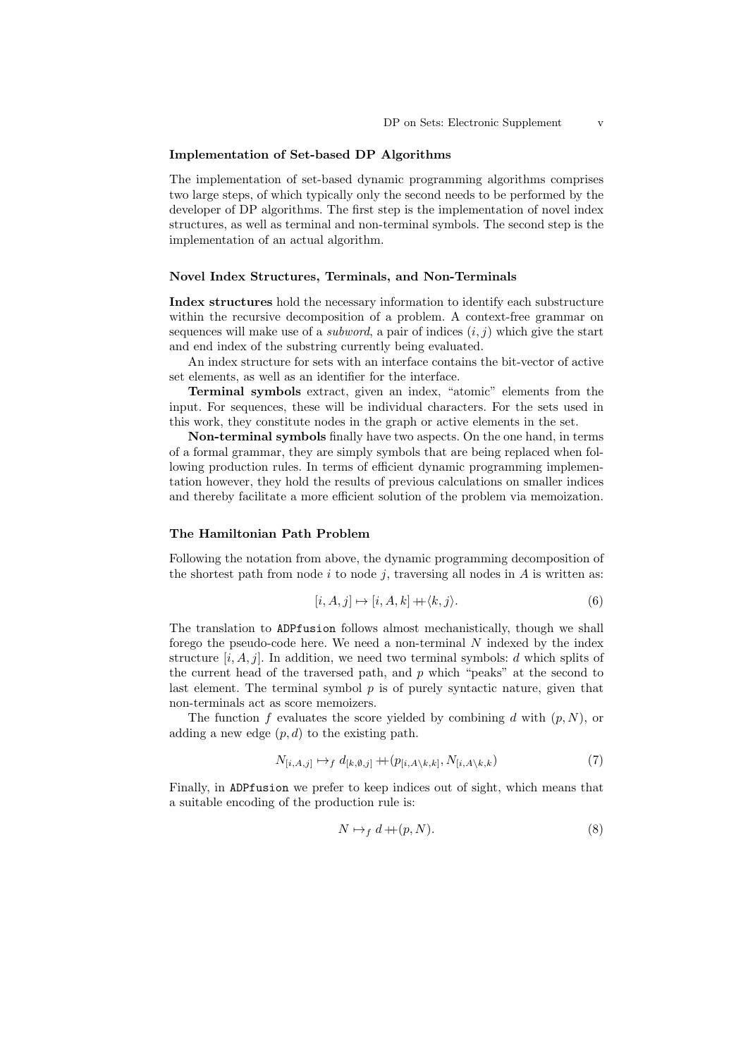### Implementation of Set-based DP Algorithms

The implementation of set-based dynamic programming algorithms comprises two large steps, of which typically only the second needs to be performed by the developer of DP algorithms. The first step is the implementation of novel index structures, as well as terminal and non-terminal symbols. The second step is the implementation of an actual algorithm.

### Novel Index Structures, Terminals, and Non-Terminals

**Index structures** hold the necessary information to identify each substructure within the recursive decomposition of a problem. A context-free grammar on sequences will make use of a *subword*, a pair of indices $(i, j)$ which give the start and end index of the substring currently being evaluated.

An index structure for sets with an interface contains the bit-vector of active set elements, as well as an identifier for the interface.

**Terminal symbols** extract, given an index, "atomic" elements from the input. For sequences, these will be individual characters. For the sets used in this work, they constitute nodes in the graph or active elements in the set.

**Non-terminal symbols** finally have two aspects. On the one hand, in terms of a formal grammar, they are simply symbols that are being replaced when following production rules. In terms of efficient dynamic programming implementation however, they hold the results of previous calculations on smaller indices and thereby facilitate a more efficient solution of the problem via memoization.

### The Hamiltonian Path Problem

Following the notation from above, the dynamic programming decomposition of the shortest path from node $i$ to node $j$, traversing all nodes in $A$ is written as:

$$[i, A, j] \mapsto [i, A, k] +\!\!+ \langle k, j\rangle. \tag{6}$$

The translation to `ADPfusion` follows almost mechanistically, though we shall forego the pseudo-code here. We need a non-terminal $N$ indexed by the index structure $[i, A, j]$. In addition, we need two terminal symbols: $d$ which splits of the current head of the traversed path, and $p$ which "peaks" at the second to last element. The terminal symbol $p$ is of purely syntactic nature, given that non-terminals act as score memoizers.

The function $f$ evaluates the score yielded by combining $d$ with $(p, N)$, or adding a new edge $(p, d)$ to the existing path.

$$N_{[i,A,j]} \mapsto_f d_{[k,\emptyset,j]} +\!\!+ (p_{[i,A\setminus k,k]}, N_{[i,A\setminus k,k})} \tag{7}$$

Finally, in `ADPfusion` we prefer to keep indices out of sight, which means that a suitable encoding of the production rule is:

$$N \mapsto_f d +\!\!+ (p, N). \tag{8}$$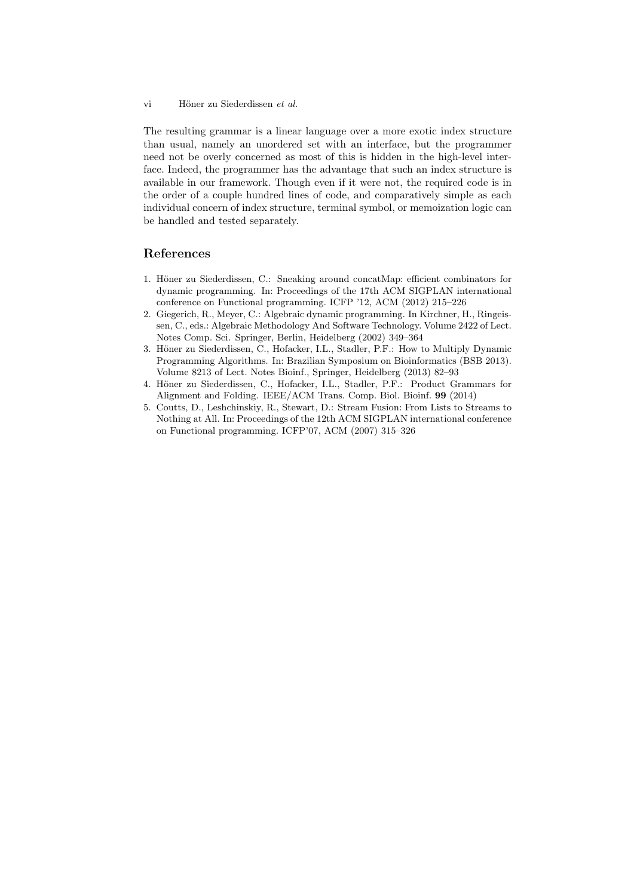The resulting grammar is a linear language over a more exotic index structure than usual, namely an unordered set with an interface, but the programmer need not be overly concerned as most of this is hidden in the high-level interface. Indeed, the programmer has the advantage that such an index structure is available in our framework. Though even if it were not, the required code is in the order of a couple hundred lines of code, and comparatively simple as each individual concern of index structure, terminal symbol, or memoization logic can be handled and tested separately.

## References

1. Höner zu Siederdissen, C.: Sneaking around concatMap: efficient combinators for dynamic programming. In: Proceedings of the 17th ACM SIGPLAN international conference on Functional programming. ICFP '12, ACM (2012) 215–226
2. Giegerich, R., Meyer, C.: Algebraic dynamic programming. In Kirchner, H., Ringeissen, C., eds.: Algebraic Methodology And Software Technology. Volume 2422 of Lect. Notes Comp. Sci. Springer, Berlin, Heidelberg (2002) 349–364
3. Höner zu Siederdissen, C., Hofacker, I.L., Stadler, P.F.: How to Multiply Dynamic Programming Algorithms. In: Brazilian Symposium on Bioinformatics (BSB 2013). Volume 8213 of Lect. Notes Bioinf., Springer, Heidelberg (2013) 82–93
4. Höner zu Siederdissen, C., Hofacker, I.L., Stadler, P.F.: Product Grammars for Alignment and Folding. IEEE/ACM Trans. Comp. Biol. Bioinf. **99** (2014)
5. Coutts, D., Leshchinskiy, R., Stewart, D.: Stream Fusion: From Lists to Streams to Nothing at All. In: Proceedings of the 12th ACM SIGPLAN international conference on Functional programming. ICFP'07, ACM (2007) 315–326